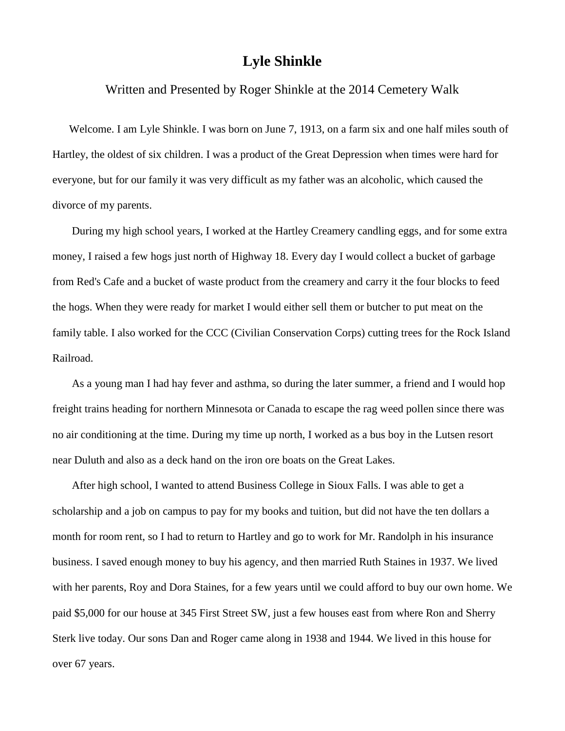# Lyle Shinkle

Written and Presented by Roger Shinkle at the 2014 Cemetery Walk

Welcome. I am Lyle Shinkle. I was born on June 7, 1913, on a farm six and one half miles south of Hartley, the oldest of six children. I was a product of the Great Depression when times were hard for everyone, but for our family it was very difficult as my father was an alcoholic, which caused the divorce of my parents.

During my high school years, I worked at the Hartley Creamery candling eggs, and for some extra money, I raised a few hogs just north of Highway 18. Every day I would collect a bucket of garbage from Red's Cafe and a bucket of waste product from the creamery and carry it the four blocks to feed the hogs. When they were ready for market I would either sell them or butcher to put meat on the family table. I also worked for the CCC (Civilian Conservation Corps) cutting trees for the Rock Island Railroad.

As a young man I had hay fever and asthma, so during the later summer, a friend and I would hop freight trains heading for northern Minnesota or Canada to escape the rag weed pollen since there was no air conditioning at the time. During my time up north, I worked as a bus boy in the Lutsen resort near Duluth and also as a deck hand on the iron ore boats on the Great Lakes.

After high school, I wanted to attend Business College in Sioux Falls. I was able to get a scholarship and a job on campus to pay for my books and tuition, but did not have the ten dollars a month for room rent, so I had to return to Hartley and go to work for Mr. Randolph in his insurance business. I saved enough money to buy his agency, and then married Ruth Staines in 1937. We lived with her parents, Roy and Dora Staines, for a few years until we could afford to buy our own home. We paid $5,000 for our house at 345 First Street SW, just a few houses east from where Ron and Sherry Sterk live today. Our sons Dan and Roger came along in 1938 and 1944. We lived in this house for over 67 years.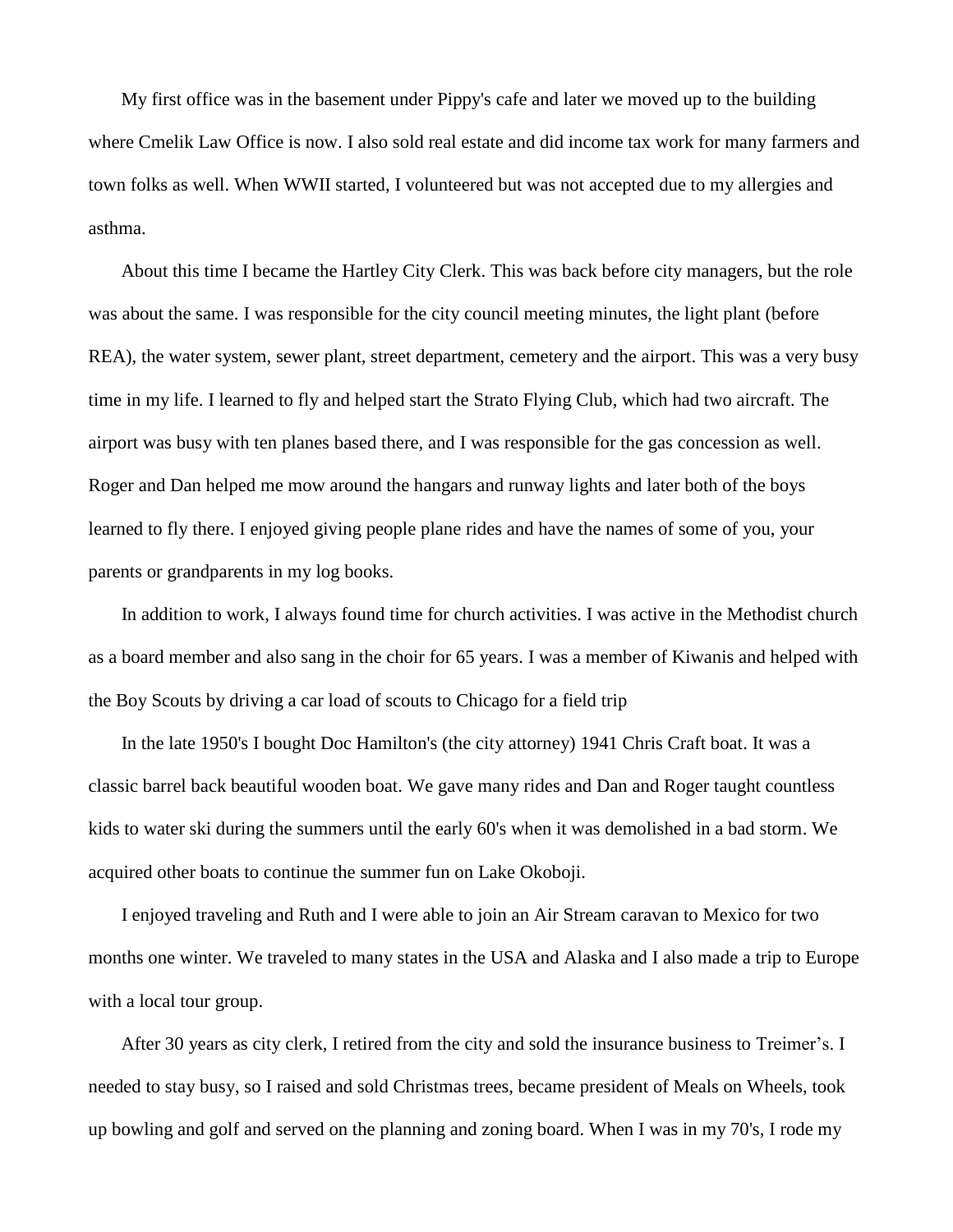My first office was in the basement under Pippy's cafe and later we moved up to the building where Cmelik Law Office is now. I also sold real estate and did income tax work for many farmers and town folks as well. When WWII started, I volunteered but was not accepted due to my allergies and asthma.

About this time I became the Hartley City Clerk. This was back before city managers, but the role was about the same. I was responsible for the city council meeting minutes, the light plant (before REA), the water system, sewer plant, street department, cemetery and the airport. This was a very busy time in my life. I learned to fly and helped start the Strato Flying Club, which had two aircraft. The airport was busy with ten planes based there, and I was responsible for the gas concession as well. Roger and Dan helped me mow around the hangars and runway lights and later both of the boys learned to fly there. I enjoyed giving people plane rides and have the names of some of you, your parents or grandparents in my log books.

In addition to work, I always found time for church activities. I was active in the Methodist church as a board member and also sang in the choir for 65 years. I was a member of Kiwanis and helped with the Boy Scouts by driving a car load of scouts to Chicago for a field trip

In the late 1950's I bought Doc Hamilton's (the city attorney) 1941 Chris Craft boat. It was a classic barrel back beautiful wooden boat. We gave many rides and Dan and Roger taught countless kids to water ski during the summers until the early 60's when it was demolished in a bad storm. We acquired other boats to continue the summer fun on Lake Okoboji.

I enjoyed traveling and Ruth and I were able to join an Air Stream caravan to Mexico for two months one winter. We traveled to many states in the USA and Alaska and I also made a trip to Europe with a local tour group.

After 30 years as city clerk, I retired from the city and sold the insurance business to Treimer's. I needed to stay busy, so I raised and sold Christmas trees, became president of Meals on Wheels, took up bowling and golf and served on the planning and zoning board. When I was in my 70's, I rode my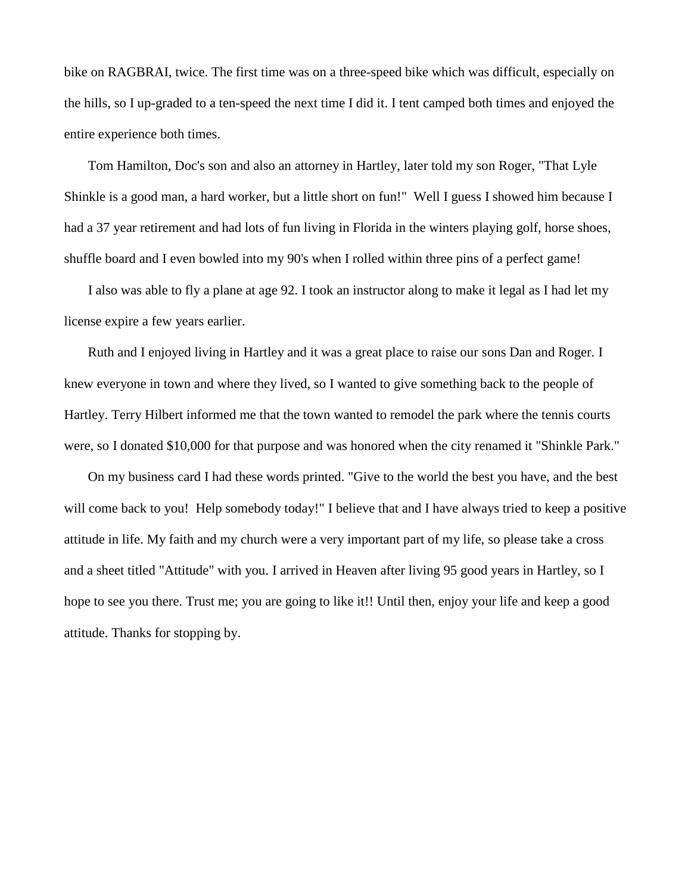bike on RAGBRAI, twice. The first time was on a three-speed bike which was difficult, especially on the hills, so I up-graded to a ten-speed the next time I did it. I tent camped both times and enjoyed the entire experience both times.

Tom Hamilton, Doc's son and also an attorney in Hartley, later told my son Roger, "That Lyle Shinkle is a good man, a hard worker, but a little short on fun!" Well I guess I showed him because I had a 37 year retirement and had lots of fun living in Florida in the winters playing golf, horse shoes, shuffle board and I even bowled into my 90's when I rolled within three pins of a perfect game!

I also was able to fly a plane at age 92. I took an instructor along to make it legal as I had let my license expire a few years earlier.

Ruth and I enjoyed living in Hartley and it was a great place to raise our sons Dan and Roger. I knew everyone in town and where they lived, so I wanted to give something back to the people of Hartley. Terry Hilbert informed me that the town wanted to remodel the park where the tennis courts were, so I donated $10,000 for that purpose and was honored when the city renamed it "Shinkle Park."

On my business card I had these words printed. "Give to the world the best you have, and the best will come back to you! Help somebody today!" I believe that and I have always tried to keep a positive attitude in life. My faith and my church were a very important part of my life, so please take a cross and a sheet titled "Attitude" with you. I arrived in Heaven after living 95 good years in Hartley, so I hope to see you there. Trust me; you are going to like it!! Until then, enjoy your life and keep a good attitude. Thanks for stopping by.